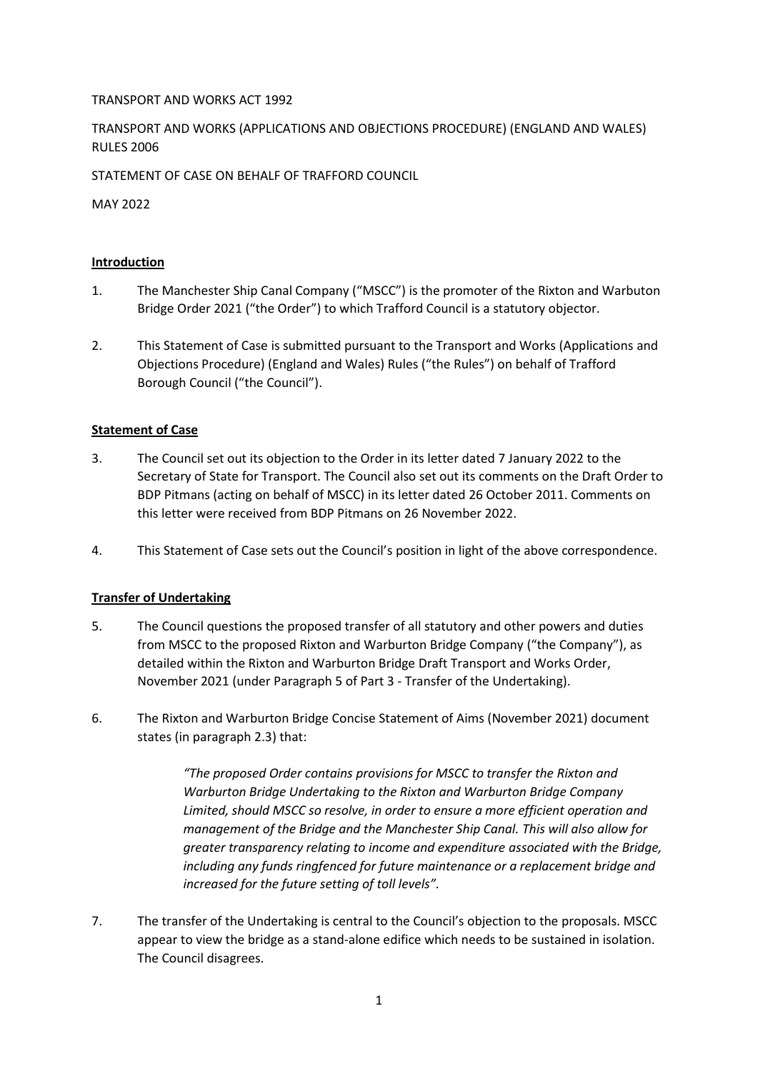TRANSPORT AND WORKS ACT 1992

TRANSPORT AND WORKS (APPLICATIONS AND OBJECTIONS PROCEDURE) (ENGLAND AND WALES) RULES 2006

STATEMENT OF CASE ON BEHALF OF TRAFFORD COUNCIL

MAY 2022

## Introduction

1. The Manchester Ship Canal Company ("MSCC") is the promoter of the Rixton and Warbuton Bridge Order 2021 ("the Order") to which Trafford Council is a statutory objector.

2. This Statement of Case is submitted pursuant to the Transport and Works (Applications and Objections Procedure) (England and Wales) Rules ("the Rules") on behalf of Trafford Borough Council ("the Council").

## Statement of Case

3. The Council set out its objection to the Order in its letter dated 7 January 2022 to the Secretary of State for Transport. The Council also set out its comments on the Draft Order to BDP Pitmans (acting on behalf of MSCC) in its letter dated 26 October 2011. Comments on this letter were received from BDP Pitmans on 26 November 2022.

4. This Statement of Case sets out the Council's position in light of the above correspondence.

## Transfer of Undertaking

5. The Council questions the proposed transfer of all statutory and other powers and duties from MSCC to the proposed Rixton and Warburton Bridge Company ("the Company"), as detailed within the Rixton and Warburton Bridge Draft Transport and Works Order, November 2021 (under Paragraph 5 of Part 3 - Transfer of the Undertaking).

6. The Rixton and Warburton Bridge Concise Statement of Aims (November 2021) document states (in paragraph 2.3) that:

   > *"The proposed Order contains provisions for MSCC to transfer the Rixton and Warburton Bridge Undertaking to the Rixton and Warburton Bridge Company Limited, should MSCC so resolve, in order to ensure a more efficient operation and management of the Bridge and the Manchester Ship Canal. This will also allow for greater transparency relating to income and expenditure associated with the Bridge, including any funds ringfenced for future maintenance or a replacement bridge and increased for the future setting of toll levels".*

7. The transfer of the Undertaking is central to the Council's objection to the proposals. MSCC appear to view the bridge as a stand-alone edifice which needs to be sustained in isolation. The Council disagrees.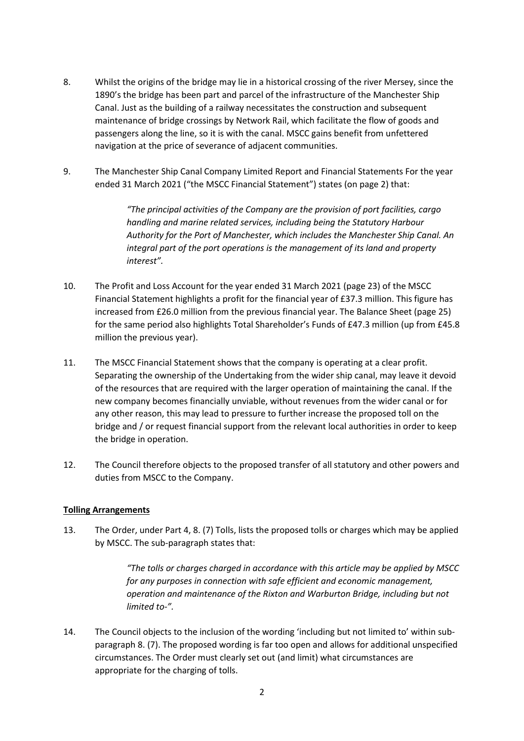8. Whilst the origins of the bridge may lie in a historical crossing of the river Mersey, since the 1890's the bridge has been part and parcel of the infrastructure of the Manchester Ship Canal. Just as the building of a railway necessitates the construction and subsequent maintenance of bridge crossings by Network Rail, which facilitate the flow of goods and passengers along the line, so it is with the canal. MSCC gains benefit from unfettered navigation at the price of severance of adjacent communities.

9. The Manchester Ship Canal Company Limited Report and Financial Statements For the year ended 31 March 2021 ("the MSCC Financial Statement") states (on page 2) that:

   > *"The principal activities of the Company are the provision of port facilities, cargo handling and marine related services, including being the Statutory Harbour Authority for the Port of Manchester, which includes the Manchester Ship Canal. An integral part of the port operations is the management of its land and property interest".*

10. The Profit and Loss Account for the year ended 31 March 2021 (page 23) of the MSCC Financial Statement highlights a profit for the financial year of £37.3 million. This figure has increased from £26.0 million from the previous financial year. The Balance Sheet (page 25) for the same period also highlights Total Shareholder's Funds of £47.3 million (up from £45.8 million the previous year).

11. The MSCC Financial Statement shows that the company is operating at a clear profit. Separating the ownership of the Undertaking from the wider ship canal, may leave it devoid of the resources that are required with the larger operation of maintaining the canal. If the new company becomes financially unviable, without revenues from the wider canal or for any other reason, this may lead to pressure to further increase the proposed toll on the bridge and / or request financial support from the relevant local authorities in order to keep the bridge in operation.

12. The Council therefore objects to the proposed transfer of all statutory and other powers and duties from MSCC to the Company.

**Tolling Arrangements**

13. The Order, under Part 4, 8. (7) Tolls, lists the proposed tolls or charges which may be applied by MSCC. The sub-paragraph states that:

   > *"The tolls or charges charged in accordance with this article may be applied by MSCC for any purposes in connection with safe efficient and economic management, operation and maintenance of the Rixton and Warburton Bridge, including but not limited to-".*

14. The Council objects to the inclusion of the wording 'including but not limited to' within sub-paragraph 8. (7). The proposed wording is far too open and allows for additional unspecified circumstances. The Order must clearly set out (and limit) what circumstances are appropriate for the charging of tolls.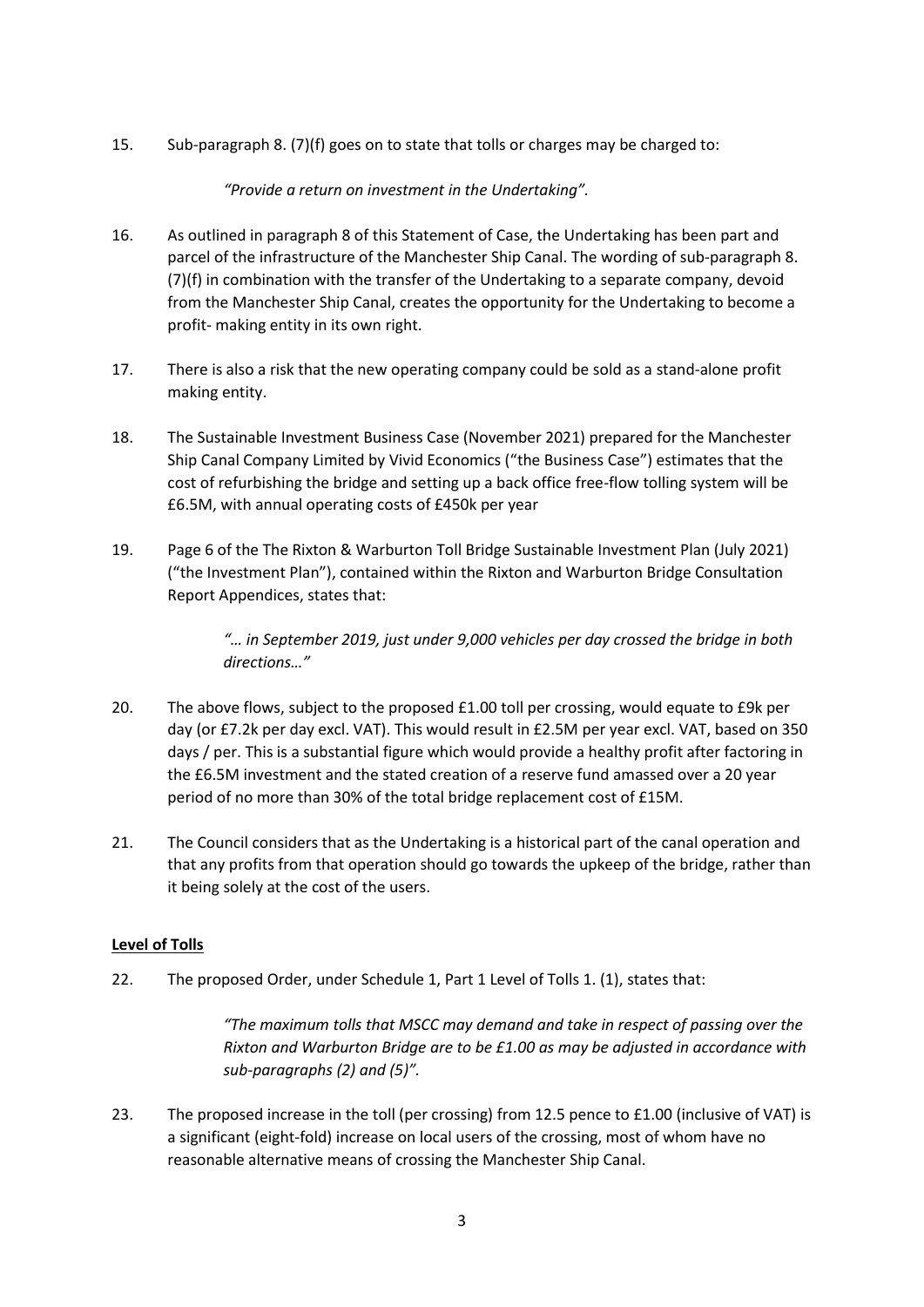15. Sub-paragraph 8. (7)(f) goes on to state that tolls or charges may be charged to:

    *"Provide a return on investment in the Undertaking".*

16. As outlined in paragraph 8 of this Statement of Case, the Undertaking has been part and parcel of the infrastructure of the Manchester Ship Canal. The wording of sub-paragraph 8. (7)(f) in combination with the transfer of the Undertaking to a separate company, devoid from the Manchester Ship Canal, creates the opportunity for the Undertaking to become a profit- making entity in its own right.

17. There is also a risk that the new operating company could be sold as a stand-alone profit making entity.

18. The Sustainable Investment Business Case (November 2021) prepared for the Manchester Ship Canal Company Limited by Vivid Economics ("the Business Case") estimates that the cost of refurbishing the bridge and setting up a back office free-flow tolling system will be £6.5M, with annual operating costs of £450k per year

19. Page 6 of the The Rixton & Warburton Toll Bridge Sustainable Investment Plan (July 2021) ("the Investment Plan"), contained within the Rixton and Warburton Bridge Consultation Report Appendices, states that:

    *"… in September 2019, just under 9,000 vehicles per day crossed the bridge in both directions…"*

20. The above flows, subject to the proposed £1.00 toll per crossing, would equate to £9k per day (or £7.2k per day excl. VAT). This would result in £2.5M per year excl. VAT, based on 350 days / per. This is a substantial figure which would provide a healthy profit after factoring in the £6.5M investment and the stated creation of a reserve fund amassed over a 20 year period of no more than 30% of the total bridge replacement cost of £15M.

21. The Council considers that as the Undertaking is a historical part of the canal operation and that any profits from that operation should go towards the upkeep of the bridge, rather than it being solely at the cost of the users.

**Level of Tolls**

22. The proposed Order, under Schedule 1, Part 1 Level of Tolls 1. (1), states that:

    *"The maximum tolls that MSCC may demand and take in respect of passing over the Rixton and Warburton Bridge are to be £1.00 as may be adjusted in accordance with sub-paragraphs (2) and (5)".*

23. The proposed increase in the toll (per crossing) from 12.5 pence to £1.00 (inclusive of VAT) is a significant (eight-fold) increase on local users of the crossing, most of whom have no reasonable alternative means of crossing the Manchester Ship Canal.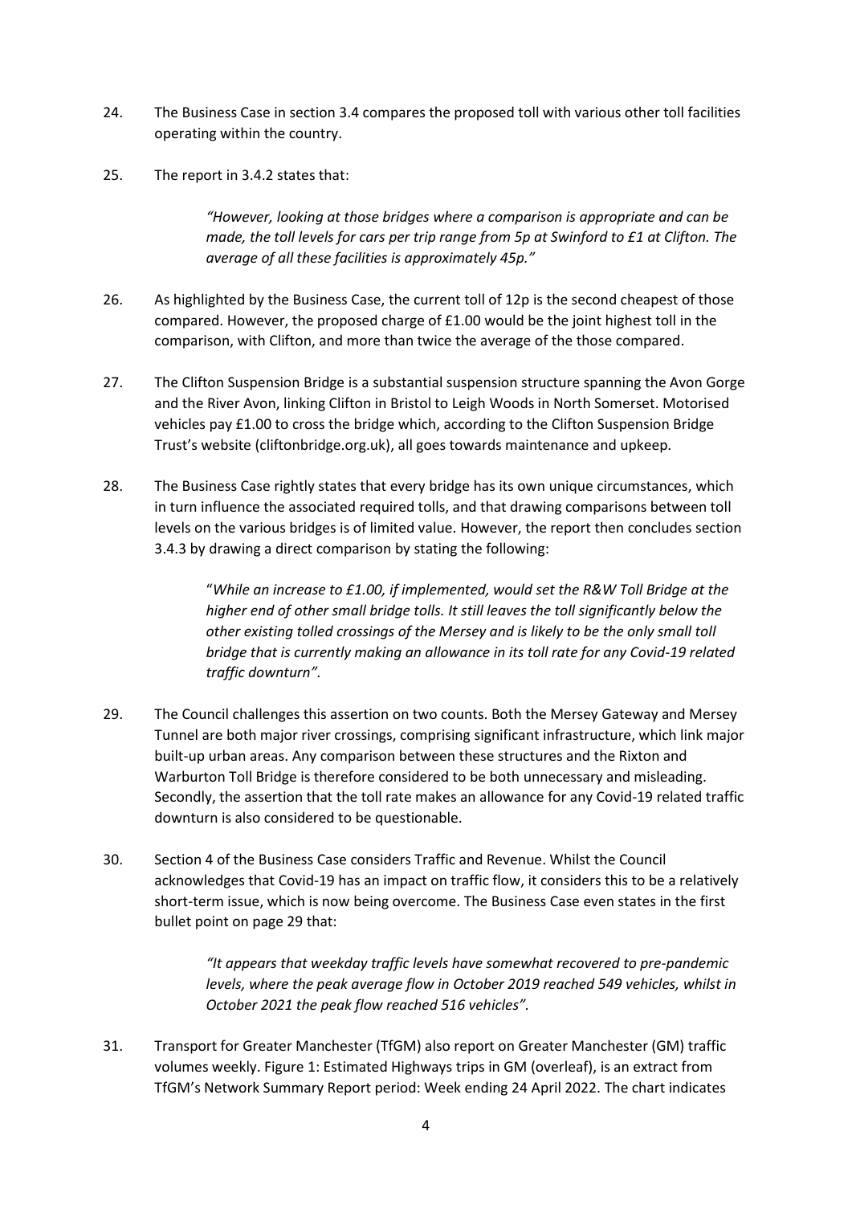24. The Business Case in section 3.4 compares the proposed toll with various other toll facilities operating within the country.

25. The report in 3.4.2 states that:

> *"However, looking at those bridges where a comparison is appropriate and can be made, the toll levels for cars per trip range from 5p at Swinford to £1 at Clifton. The average of all these facilities is approximately 45p."*

26. As highlighted by the Business Case, the current toll of 12p is the second cheapest of those compared. However, the proposed charge of £1.00 would be the joint highest toll in the comparison, with Clifton, and more than twice the average of the those compared.

27. The Clifton Suspension Bridge is a substantial suspension structure spanning the Avon Gorge and the River Avon, linking Clifton in Bristol to Leigh Woods in North Somerset. Motorised vehicles pay £1.00 to cross the bridge which, according to the Clifton Suspension Bridge Trust's website (cliftonbridge.org.uk), all goes towards maintenance and upkeep.

28. The Business Case rightly states that every bridge has its own unique circumstances, which in turn influence the associated required tolls, and that drawing comparisons between toll levels on the various bridges is of limited value. However, the report then concludes section 3.4.3 by drawing a direct comparison by stating the following:

> "*While an increase to £1.00, if implemented, would set the R&W Toll Bridge at the higher end of other small bridge tolls. It still leaves the toll significantly below the other existing tolled crossings of the Mersey and is likely to be the only small toll bridge that is currently making an allowance in its toll rate for any Covid-19 related traffic downturn".*

29. The Council challenges this assertion on two counts. Both the Mersey Gateway and Mersey Tunnel are both major river crossings, comprising significant infrastructure, which link major built-up urban areas. Any comparison between these structures and the Rixton and Warburton Toll Bridge is therefore considered to be both unnecessary and misleading. Secondly, the assertion that the toll rate makes an allowance for any Covid-19 related traffic downturn is also considered to be questionable.

30. Section 4 of the Business Case considers Traffic and Revenue. Whilst the Council acknowledges that Covid-19 has an impact on traffic flow, it considers this to be a relatively short-term issue, which is now being overcome. The Business Case even states in the first bullet point on page 29 that:

> *"It appears that weekday traffic levels have somewhat recovered to pre-pandemic levels, where the peak average flow in October 2019 reached 549 vehicles, whilst in October 2021 the peak flow reached 516 vehicles".*

31. Transport for Greater Manchester (TfGM) also report on Greater Manchester (GM) traffic volumes weekly. Figure 1: Estimated Highways trips in GM (overleaf), is an extract from TfGM's Network Summary Report period: Week ending 24 April 2022. The chart indicates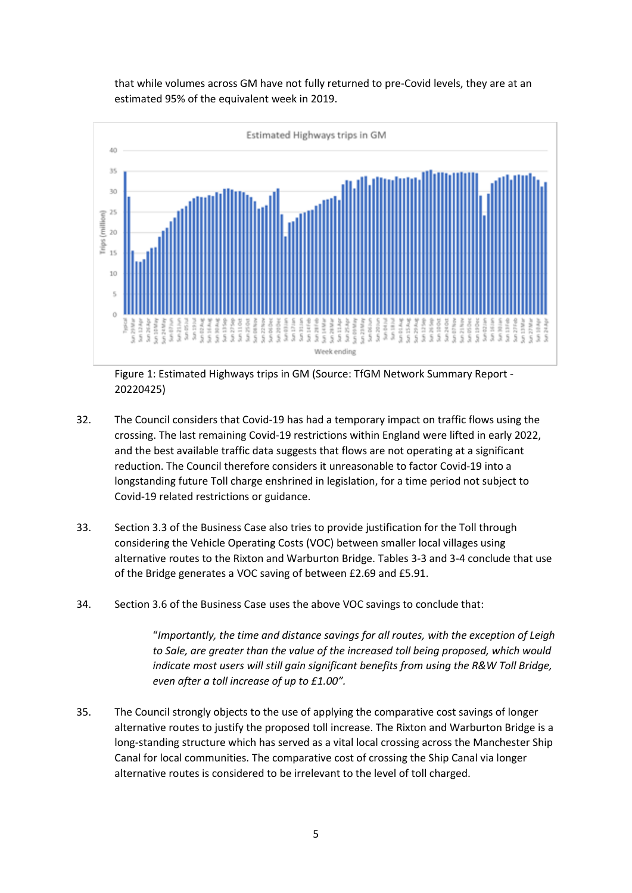that while volumes across GM have not fully returned to pre-Covid levels, they are at an estimated 95% of the equivalent week in 2019.

Figure 1: Estimated Highways trips in GM (Source: TfGM Network Summary Report - 20220425)

32. The Council considers that Covid-19 has had a temporary impact on traffic flows using the crossing. The last remaining Covid-19 restrictions within England were lifted in early 2022, and the best available traffic data suggests that flows are not operating at a significant reduction. The Council therefore considers it unreasonable to factor Covid-19 into a longstanding future Toll charge enshrined in legislation, for a time period not subject to Covid-19 related restrictions or guidance.

33. Section 3.3 of the Business Case also tries to provide justification for the Toll through considering the Vehicle Operating Costs (VOC) between smaller local villages using alternative routes to the Rixton and Warburton Bridge. Tables 3-3 and 3-4 conclude that use of the Bridge generates a VOC saving of between £2.69 and £5.91.

34. Section 3.6 of the Business Case uses the above VOC savings to conclude that:

> "*Importantly, the time and distance savings for all routes, with the exception of Leigh to Sale, are greater than the value of the increased toll being proposed, which would indicate most users will still gain significant benefits from using the R&W Toll Bridge, even after a toll increase of up to £1.00*".

35. The Council strongly objects to the use of applying the comparative cost savings of longer alternative routes to justify the proposed toll increase. The Rixton and Warburton Bridge is a long-standing structure which has served as a vital local crossing across the Manchester Ship Canal for local communities. The comparative cost of crossing the Ship Canal via longer alternative routes is considered to be irrelevant to the level of toll charged.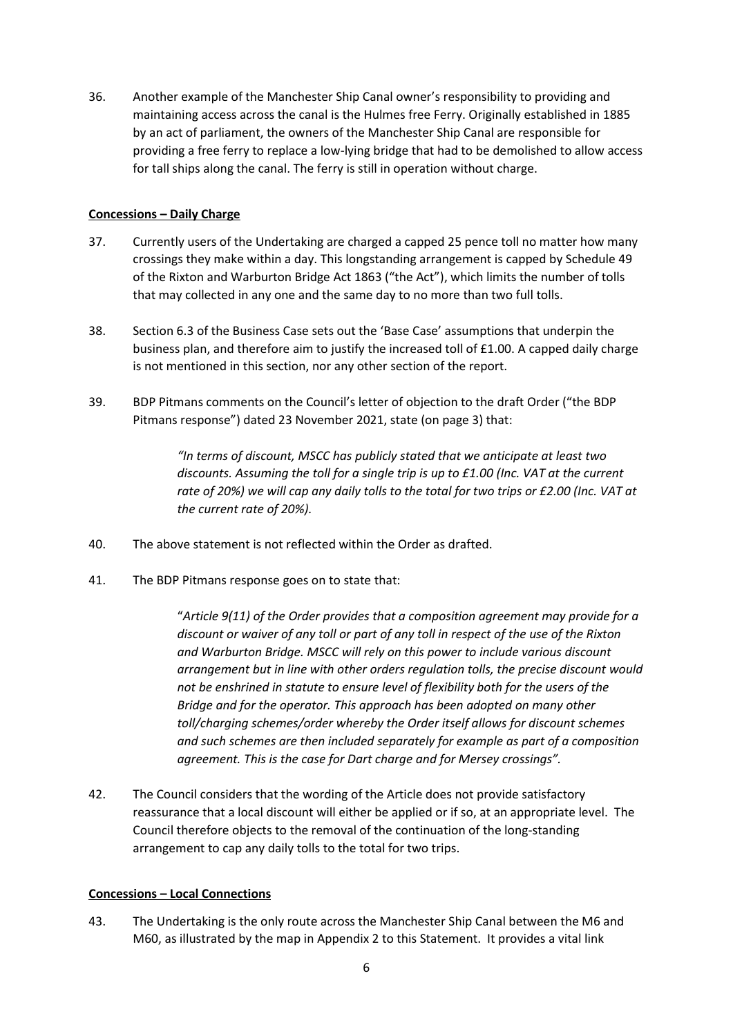36. Another example of the Manchester Ship Canal owner's responsibility to providing and maintaining access across the canal is the Hulmes free Ferry. Originally established in 1885 by an act of parliament, the owners of the Manchester Ship Canal are responsible for providing a free ferry to replace a low-lying bridge that had to be demolished to allow access for tall ships along the canal. The ferry is still in operation without charge.

**Concessions – Daily Charge**

37. Currently users of the Undertaking are charged a capped 25 pence toll no matter how many crossings they make within a day. This longstanding arrangement is capped by Schedule 49 of the Rixton and Warburton Bridge Act 1863 ("the Act"), which limits the number of tolls that may collected in any one and the same day to no more than two full tolls.

38. Section 6.3 of the Business Case sets out the 'Base Case' assumptions that underpin the business plan, and therefore aim to justify the increased toll of £1.00. A capped daily charge is not mentioned in this section, nor any other section of the report.

39. BDP Pitmans comments on the Council's letter of objection to the draft Order ("the BDP Pitmans response") dated 23 November 2021, state (on page 3) that:

> *"In terms of discount, MSCC has publicly stated that we anticipate at least two discounts. Assuming the toll for a single trip is up to £1.00 (Inc. VAT at the current rate of 20%) we will cap any daily tolls to the total for two trips or £2.00 (Inc. VAT at the current rate of 20%).*

40. The above statement is not reflected within the Order as drafted.

41. The BDP Pitmans response goes on to state that:

> "*Article 9(11) of the Order provides that a composition agreement may provide for a discount or waiver of any toll or part of any toll in respect of the use of the Rixton and Warburton Bridge. MSCC will rely on this power to include various discount arrangement but in line with other orders regulation tolls, the precise discount would not be enshrined in statute to ensure level of flexibility both for the users of the Bridge and for the operator. This approach has been adopted on many other toll/charging schemes/order whereby the Order itself allows for discount schemes and such schemes are then included separately for example as part of a composition agreement. This is the case for Dart charge and for Mersey crossings".*

42. The Council considers that the wording of the Article does not provide satisfactory reassurance that a local discount will either be applied or if so, at an appropriate level. The Council therefore objects to the removal of the continuation of the long-standing arrangement to cap any daily tolls to the total for two trips.

**Concessions – Local Connections**

43. The Undertaking is the only route across the Manchester Ship Canal between the M6 and M60, as illustrated by the map in Appendix 2 to this Statement. It provides a vital link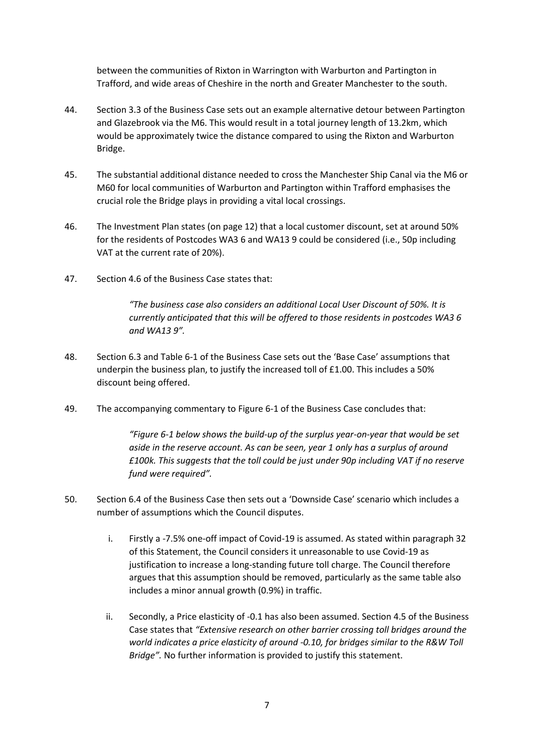between the communities of Rixton in Warrington with Warburton and Partington in Trafford, and wide areas of Cheshire in the north and Greater Manchester to the south.

44. Section 3.3 of the Business Case sets out an example alternative detour between Partington and Glazebrook via the M6. This would result in a total journey length of 13.2km, which would be approximately twice the distance compared to using the Rixton and Warburton Bridge.

45. The substantial additional distance needed to cross the Manchester Ship Canal via the M6 or M60 for local communities of Warburton and Partington within Trafford emphasises the crucial role the Bridge plays in providing a vital local crossings.

46. The Investment Plan states (on page 12) that a local customer discount, set at around 50% for the residents of Postcodes WA3 6 and WA13 9 could be considered (i.e., 50p including VAT at the current rate of 20%).

47. Section 4.6 of the Business Case states that:

> *"The business case also considers an additional Local User Discount of 50%. It is currently anticipated that this will be offered to those residents in postcodes WA3 6 and WA13 9".*

48. Section 6.3 and Table 6-1 of the Business Case sets out the 'Base Case' assumptions that underpin the business plan, to justify the increased toll of £1.00. This includes a 50% discount being offered.

49. The accompanying commentary to Figure 6-1 of the Business Case concludes that:

> *"Figure 6-1 below shows the build-up of the surplus year-on-year that would be set aside in the reserve account. As can be seen, year 1 only has a surplus of around £100k. This suggests that the toll could be just under 90p including VAT if no reserve fund were required".*

50. Section 6.4 of the Business Case then sets out a 'Downside Case' scenario which includes a number of assumptions which the Council disputes.

    i. Firstly a -7.5% one-off impact of Covid-19 is assumed. As stated within paragraph 32 of this Statement, the Council considers it unreasonable to use Covid-19 as justification to increase a long-standing future toll charge. The Council therefore argues that this assumption should be removed, particularly as the same table also includes a minor annual growth (0.9%) in traffic.

    ii. Secondly, a Price elasticity of -0.1 has also been assumed. Section 4.5 of the Business Case states that *"Extensive research on other barrier crossing toll bridges around the world indicates a price elasticity of around -0.10, for bridges similar to the R&W Toll Bridge".* No further information is provided to justify this statement.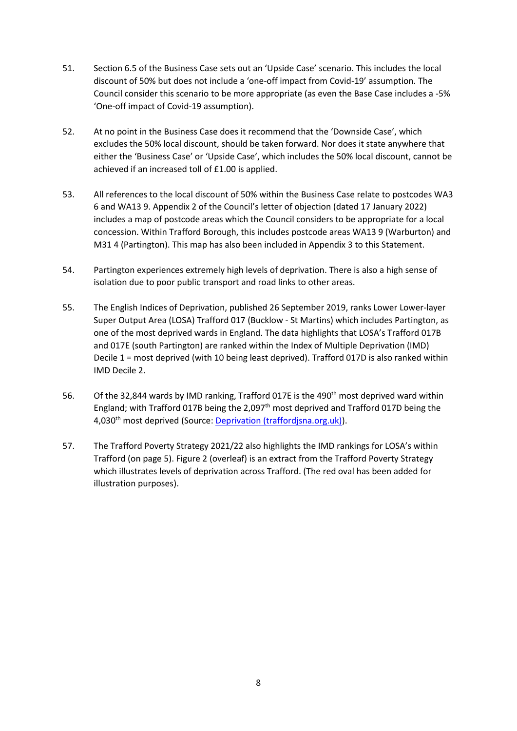51. Section 6.5 of the Business Case sets out an 'Upside Case' scenario. This includes the local discount of 50% but does not include a 'one-off impact from Covid-19' assumption. The Council consider this scenario to be more appropriate (as even the Base Case includes a -5% 'One-off impact of Covid-19 assumption).

52. At no point in the Business Case does it recommend that the 'Downside Case', which excludes the 50% local discount, should be taken forward. Nor does it state anywhere that either the 'Business Case' or 'Upside Case', which includes the 50% local discount, cannot be achieved if an increased toll of £1.00 is applied.

53. All references to the local discount of 50% within the Business Case relate to postcodes WA3 6 and WA13 9. Appendix 2 of the Council's letter of objection (dated 17 January 2022) includes a map of postcode areas which the Council considers to be appropriate for a local concession. Within Trafford Borough, this includes postcode areas WA13 9 (Warburton) and M31 4 (Partington). This map has also been included in Appendix 3 to this Statement.

54. Partington experiences extremely high levels of deprivation. There is also a high sense of isolation due to poor public transport and road links to other areas.

55. The English Indices of Deprivation, published 26 September 2019, ranks Lower Lower-layer Super Output Area (LOSA) Trafford 017 (Bucklow - St Martins) which includes Partington, as one of the most deprived wards in England. The data highlights that LOSA's Trafford 017B and 017E (south Partington) are ranked within the Index of Multiple Deprivation (IMD) Decile 1 = most deprived (with 10 being least deprived). Trafford 017D is also ranked within IMD Decile 2.

56. Of the 32,844 wards by IMD ranking, Trafford 017E is the 490th most deprived ward within England; with Trafford 017B being the 2,097th most deprived and Trafford 017D being the 4,030th most deprived (Source: [Deprivation (traffordjsna.org.uk)]).

57. The Trafford Poverty Strategy 2021/22 also highlights the IMD rankings for LOSA's within Trafford (on page 5). Figure 2 (overleaf) is an extract from the Trafford Poverty Strategy which illustrates levels of deprivation across Trafford. (The red oval has been added for illustration purposes).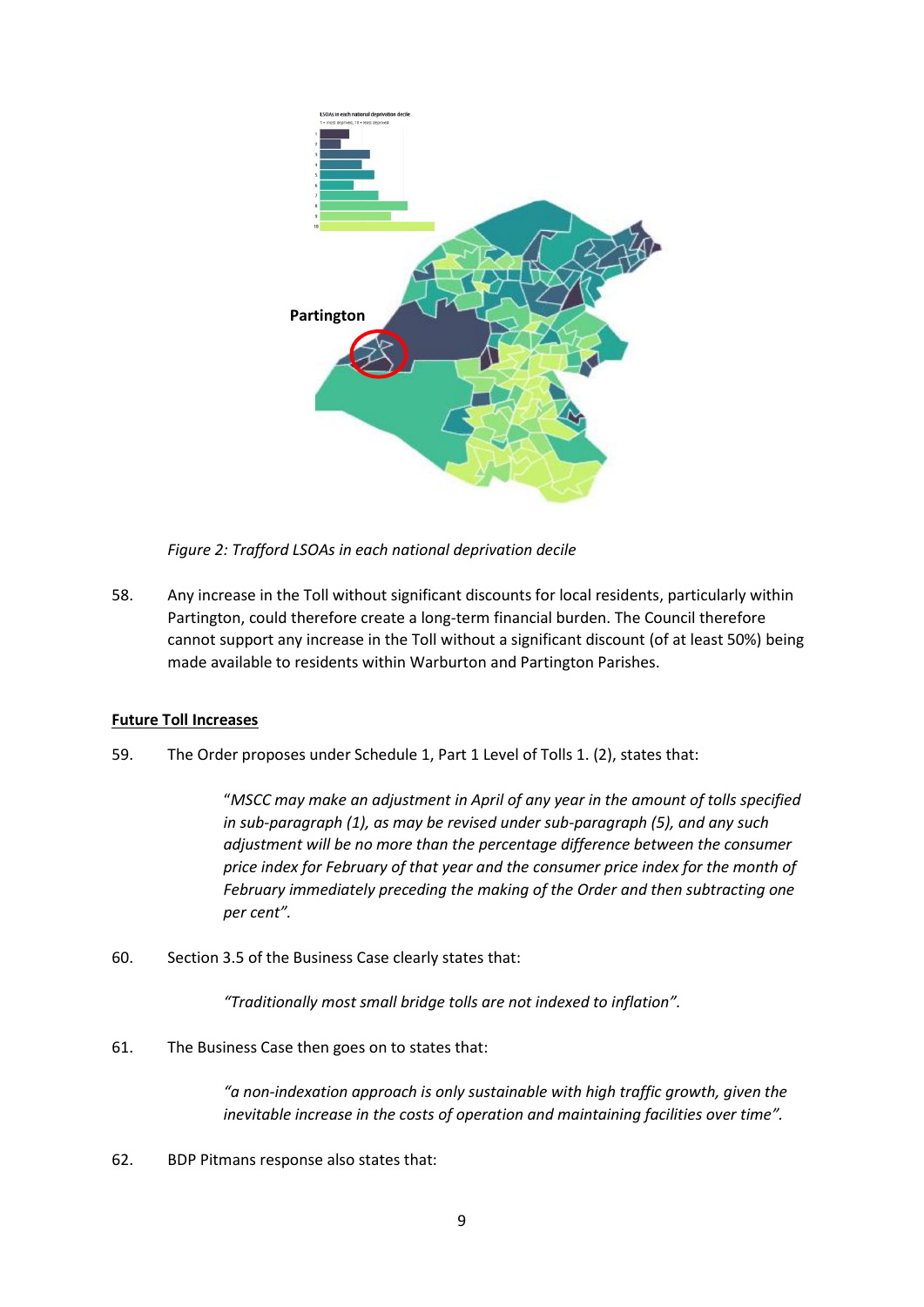Partington

*Figure 2: Trafford LSOAs in each national deprivation decile*

58. Any increase in the Toll without significant discounts for local residents, particularly within Partington, could therefore create a long-term financial burden. The Council therefore cannot support any increase in the Toll without a significant discount (of at least 50%) being made available to residents within Warburton and Partington Parishes.

**<u>Future Toll Increases</u>**

59. The Order proposes under Schedule 1, Part 1 Level of Tolls 1. (2), states that:

> "*MSCC may make an adjustment in April of any year in the amount of tolls specified in sub-paragraph (1), as may be revised under sub-paragraph (5), and any such adjustment will be no more than the percentage difference between the consumer price index for February of that year and the consumer price index for the month of February immediately preceding the making of the Order and then subtracting one per cent"*.

60. Section 3.5 of the Business Case clearly states that:

> *"Traditionally most small bridge tolls are not indexed to inflation".*

61. The Business Case then goes on to states that:

> *"a non-indexation approach is only sustainable with high traffic growth, given the inevitable increase in the costs of operation and maintaining facilities over time".*

62. BDP Pitmans response also states that: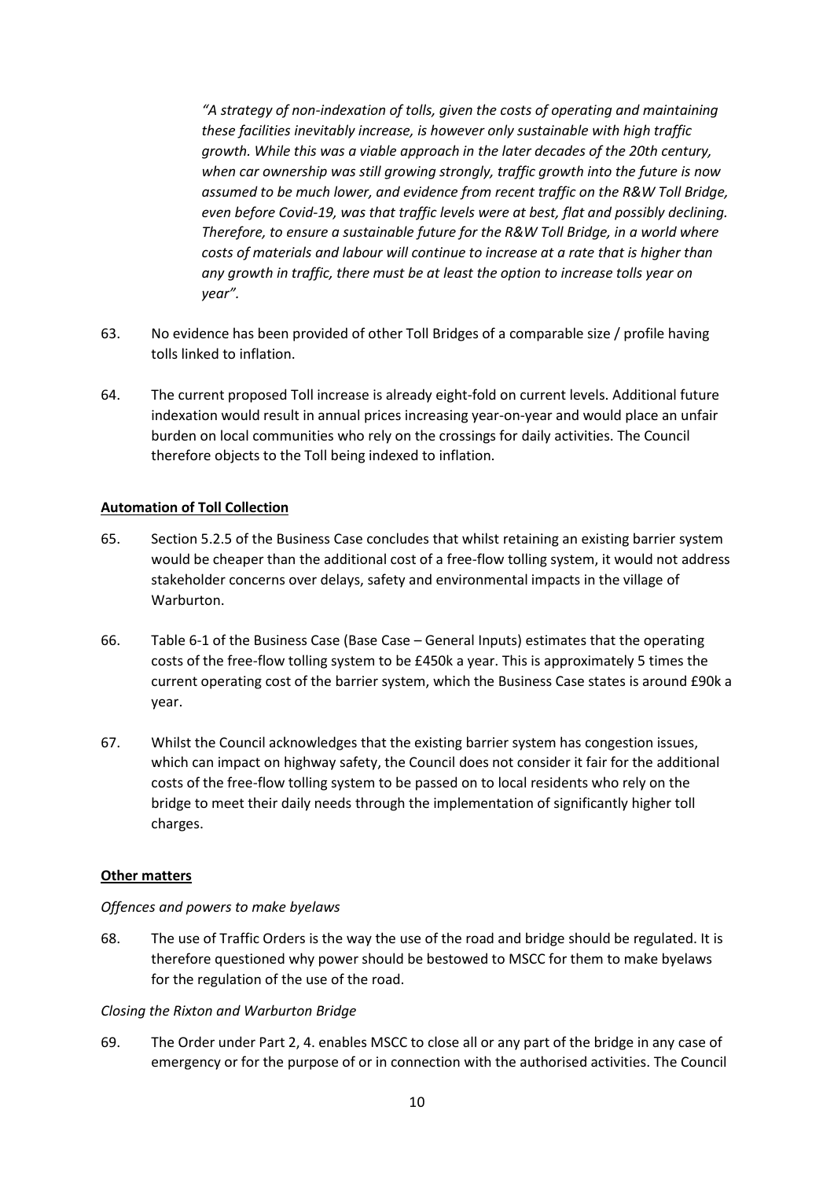> *"A strategy of non-indexation of tolls, given the costs of operating and maintaining these facilities inevitably increase, is however only sustainable with high traffic growth. While this was a viable approach in the later decades of the 20th century, when car ownership was still growing strongly, traffic growth into the future is now assumed to be much lower, and evidence from recent traffic on the R&W Toll Bridge, even before Covid-19, was that traffic levels were at best, flat and possibly declining. Therefore, to ensure a sustainable future for the R&W Toll Bridge, in a world where costs of materials and labour will continue to increase at a rate that is higher than any growth in traffic, there must be at least the option to increase tolls year on year".*

63. No evidence has been provided of other Toll Bridges of a comparable size / profile having tolls linked to inflation.

64. The current proposed Toll increase is already eight-fold on current levels. Additional future indexation would result in annual prices increasing year-on-year and would place an unfair burden on local communities who rely on the crossings for daily activities. The Council therefore objects to the Toll being indexed to inflation.

**Automation of Toll Collection**

65. Section 5.2.5 of the Business Case concludes that whilst retaining an existing barrier system would be cheaper than the additional cost of a free-flow tolling system, it would not address stakeholder concerns over delays, safety and environmental impacts in the village of Warburton.

66. Table 6-1 of the Business Case (Base Case – General Inputs) estimates that the operating costs of the free-flow tolling system to be £450k a year. This is approximately 5 times the current operating cost of the barrier system, which the Business Case states is around £90k a year.

67. Whilst the Council acknowledges that the existing barrier system has congestion issues, which can impact on highway safety, the Council does not consider it fair for the additional costs of the free-flow tolling system to be passed on to local residents who rely on the bridge to meet their daily needs through the implementation of significantly higher toll charges.

**Other matters**

*Offences and powers to make byelaws*

68. The use of Traffic Orders is the way the use of the road and bridge should be regulated. It is therefore questioned why power should be bestowed to MSCC for them to make byelaws for the regulation of the use of the road.

*Closing the Rixton and Warburton Bridge*

69. The Order under Part 2, 4. enables MSCC to close all or any part of the bridge in any case of emergency or for the purpose of or in connection with the authorised activities. The Council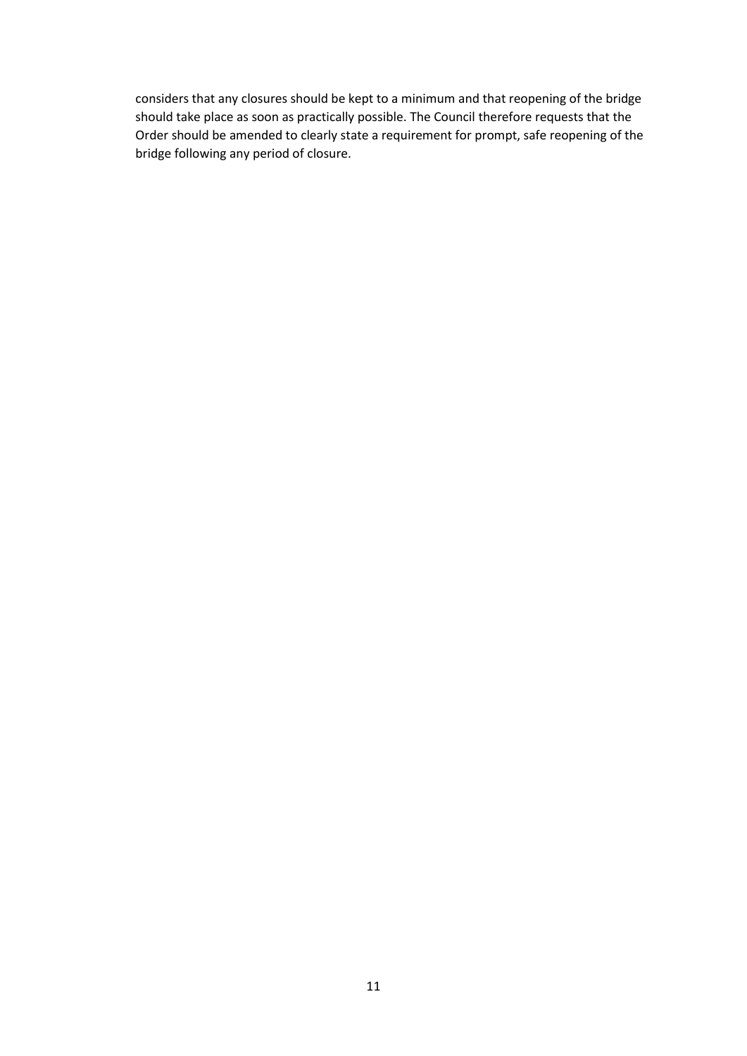considers that any closures should be kept to a minimum and that reopening of the bridge should take place as soon as practically possible. The Council therefore requests that the Order should be amended to clearly state a requirement for prompt, safe reopening of the bridge following any period of closure.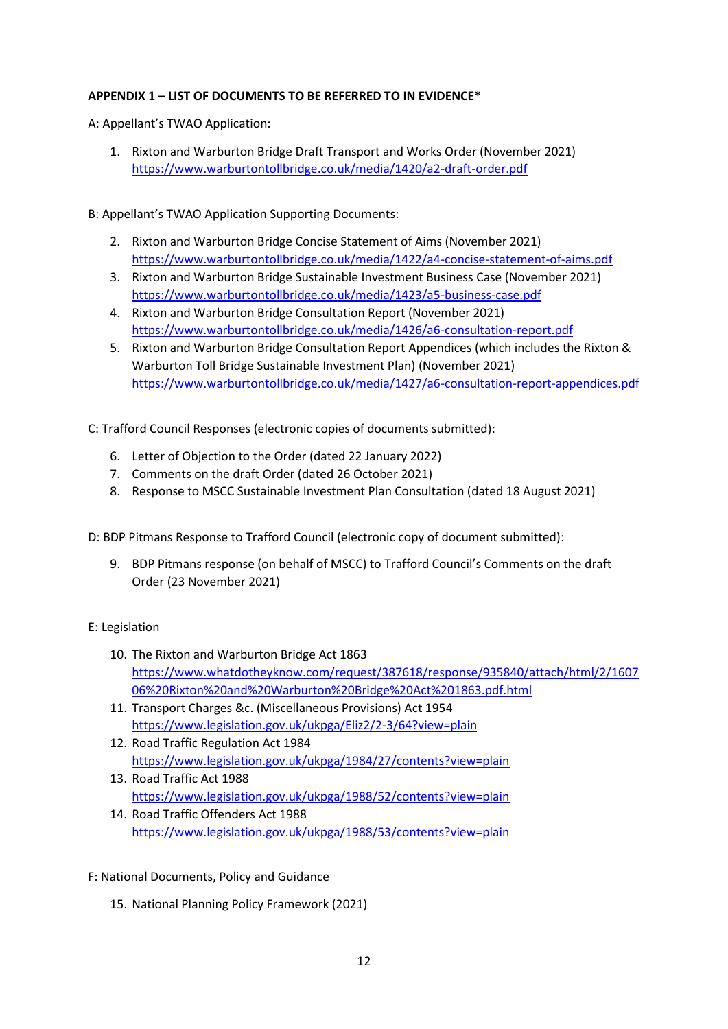**APPENDIX 1 – LIST OF DOCUMENTS TO BE REFERRED TO IN EVIDENCE***

A: Appellant's TWAO Application:

1. Rixton and Warburton Bridge Draft Transport and Works Order (November 2021) https://www.warburtontollbridge.co.uk/media/1420/a2-draft-order.pdf

B: Appellant's TWAO Application Supporting Documents:

2. Rixton and Warburton Bridge Concise Statement of Aims (November 2021) https://www.warburtontollbridge.co.uk/media/1422/a4-concise-statement-of-aims.pdf
3. Rixton and Warburton Bridge Sustainable Investment Business Case (November 2021) https://www.warburtontollbridge.co.uk/media/1423/a5-business-case.pdf
4. Rixton and Warburton Bridge Consultation Report (November 2021) https://www.warburtontollbridge.co.uk/media/1426/a6-consultation-report.pdf
5. Rixton and Warburton Bridge Consultation Report Appendices (which includes the Rixton & Warburton Toll Bridge Sustainable Investment Plan) (November 2021) https://www.warburtontollbridge.co.uk/media/1427/a6-consultation-report-appendices.pdf

C: Trafford Council Responses (electronic copies of documents submitted):

6. Letter of Objection to the Order (dated 22 January 2022)
7. Comments on the draft Order (dated 26 October 2021)
8. Response to MSCC Sustainable Investment Plan Consultation (dated 18 August 2021)

D: BDP Pitmans Response to Trafford Council (electronic copy of document submitted):

9. BDP Pitmans response (on behalf of MSCC) to Trafford Council's Comments on the draft Order (23 November 2021)

E: Legislation

10. The Rixton and Warburton Bridge Act 1863 https://www.whatdotheyknow.com/request/387618/response/935840/attach/html/2/160706%20Rixton%20and%20Warburton%20Bridge%20Act%201863.pdf.html
11. Transport Charges &c. (Miscellaneous Provisions) Act 1954 https://www.legislation.gov.uk/ukpga/Eliz2/2-3/64?view=plain
12. Road Traffic Regulation Act 1984 https://www.legislation.gov.uk/ukpga/1984/27/contents?view=plain
13. Road Traffic Act 1988 https://www.legislation.gov.uk/ukpga/1988/52/contents?view=plain
14. Road Traffic Offenders Act 1988 https://www.legislation.gov.uk/ukpga/1988/53/contents?view=plain

F: National Documents, Policy and Guidance

15. National Planning Policy Framework (2021)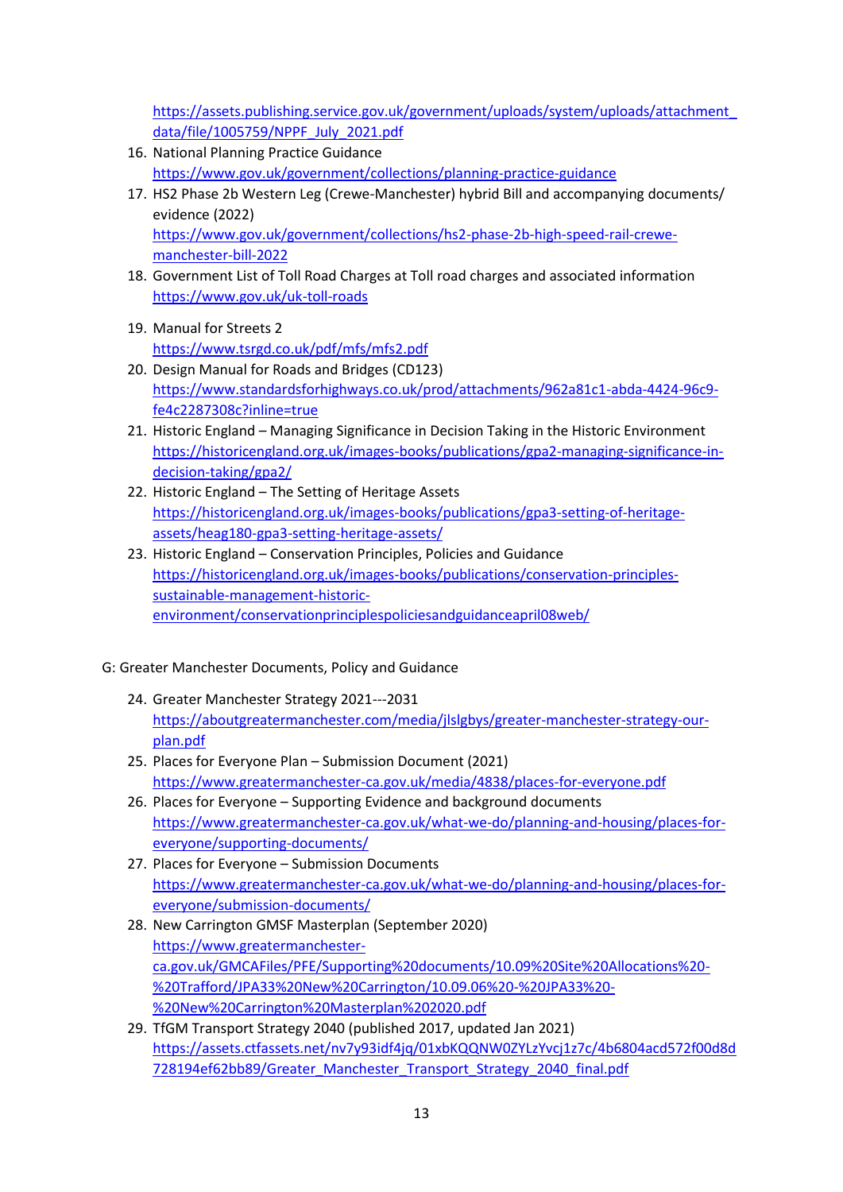https://assets.publishing.service.gov.uk/government/uploads/system/uploads/attachment_data/file/1005759/NPPF_July_2021.pdf

16. National Planning Practice Guidance
    https://www.gov.uk/government/collections/planning-practice-guidance
17. HS2 Phase 2b Western Leg (Crewe-Manchester) hybrid Bill and accompanying documents/ evidence (2022)
    https://www.gov.uk/government/collections/hs2-phase-2b-high-speed-rail-crewe-manchester-bill-2022
18. Government List of Toll Road Charges at Toll road charges and associated information
    https://www.gov.uk/uk-toll-roads
19. Manual for Streets 2
    https://www.tsrgd.co.uk/pdf/mfs/mfs2.pdf
20. Design Manual for Roads and Bridges (CD123)
    https://www.standardsforhighways.co.uk/prod/attachments/962a81c1-abda-4424-96c9-fe4c2287308c?inline=true
21. Historic England – Managing Significance in Decision Taking in the Historic Environment
    https://historicengland.org.uk/images-books/publications/gpa2-managing-significance-in-decision-taking/gpa2/
22. Historic England – The Setting of Heritage Assets
    https://historicengland.org.uk/images-books/publications/gpa3-setting-of-heritage-assets/heag180-gpa3-setting-heritage-assets/
23. Historic England – Conservation Principles, Policies and Guidance
    https://historicengland.org.uk/images-books/publications/conservation-principles-sustainable-management-historic-environment/conservationprinciplespoliciesandguidanceapril08web/

G: Greater Manchester Documents, Policy and Guidance

24. Greater Manchester Strategy 2021---2031
    https://aboutgreatermanchester.com/media/jlslgbys/greater-manchester-strategy-our-plan.pdf
25. Places for Everyone Plan – Submission Document (2021)
    https://www.greatermanchester-ca.gov.uk/media/4838/places-for-everyone.pdf
26. Places for Everyone – Supporting Evidence and background documents
    https://www.greatermanchester-ca.gov.uk/what-we-do/planning-and-housing/places-for-everyone/supporting-documents/
27. Places for Everyone – Submission Documents
    https://www.greatermanchester-ca.gov.uk/what-we-do/planning-and-housing/places-for-everyone/submission-documents/
28. New Carrington GMSF Masterplan (September 2020)
    https://www.greatermanchester-ca.gov.uk/GMCAFiles/PFE/Supporting%20documents/10.09%20Site%20Allocations%20-%20Trafford/JPA33%20New%20Carrington/10.09.06%20-%20JPA33%20-%20New%20Carrington%20Masterplan%202020.pdf
29. TfGM Transport Strategy 2040 (published 2017, updated Jan 2021)
    https://assets.ctfassets.net/nv7y93idf4jq/01xbKQQNW0ZYLzYvcj1z7c/4b6804acd572f00d8d728194ef62bb89/Greater_Manchester_Transport_Strategy_2040_final.pdf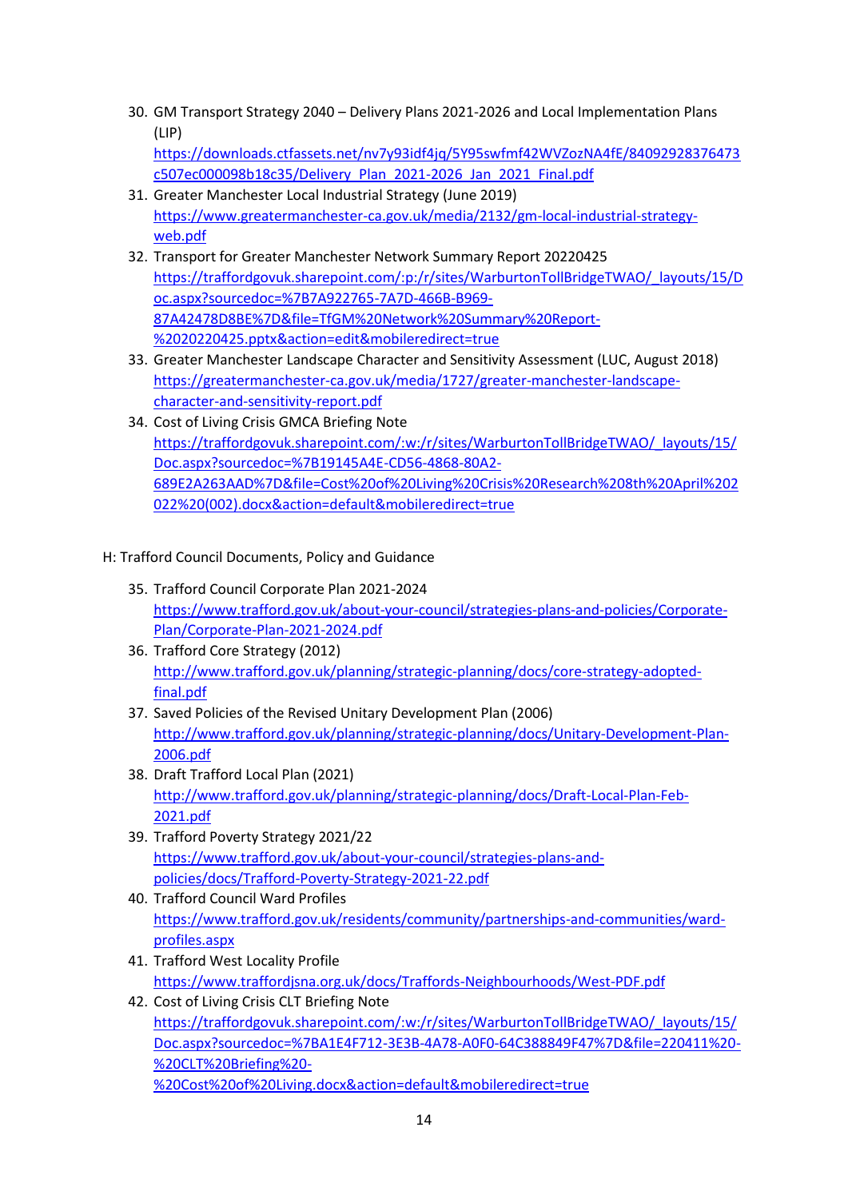30. GM Transport Strategy 2040 – Delivery Plans 2021-2026 and Local Implementation Plans (LIP)
    https://downloads.ctfassets.net/nv7y93idf4jq/5Y95swfmf42WVZozNA4fE/84092928376473c507ec000098b18c35/Delivery_Plan_2021-2026_Jan_2021_Final.pdf
31. Greater Manchester Local Industrial Strategy (June 2019)
    https://www.greatermanchester-ca.gov.uk/media/2132/gm-local-industrial-strategy-web.pdf
32. Transport for Greater Manchester Network Summary Report 20220425
    https://traffordgovuk.sharepoint.com/:p:/r/sites/WarburtonTollBridgeTWAO/_layouts/15/Doc.aspx?sourcedoc=%7B7A922765-7A7D-466B-B969-87A42478D8BE%7D&file=TfGM%20Network%20Summary%20Report-%2020220425.pptx&action=edit&mobileredirect=true
33. Greater Manchester Landscape Character and Sensitivity Assessment (LUC, August 2018)
    https://greatermanchester-ca.gov.uk/media/1727/greater-manchester-landscape-character-and-sensitivity-report.pdf
34. Cost of Living Crisis GMCA Briefing Note
    https://traffordgovuk.sharepoint.com/:w:/r/sites/WarburtonTollBridgeTWAO/_layouts/15/Doc.aspx?sourcedoc=%7B19145A4E-CD56-4868-80A2-689E2A263AAD%7D&file=Cost%20of%20Living%20Crisis%20Research%208th%20April%202022%20(002).docx&action=default&mobileredirect=true

H: Trafford Council Documents, Policy and Guidance

35. Trafford Council Corporate Plan 2021-2024
    https://www.trafford.gov.uk/about-your-council/strategies-plans-and-policies/Corporate-Plan/Corporate-Plan-2021-2024.pdf
36. Trafford Core Strategy (2012)
    http://www.trafford.gov.uk/planning/strategic-planning/docs/core-strategy-adopted-final.pdf
37. Saved Policies of the Revised Unitary Development Plan (2006)
    http://www.trafford.gov.uk/planning/strategic-planning/docs/Unitary-Development-Plan-2006.pdf
38. Draft Trafford Local Plan (2021)
    http://www.trafford.gov.uk/planning/strategic-planning/docs/Draft-Local-Plan-Feb-2021.pdf
39. Trafford Poverty Strategy 2021/22
    https://www.trafford.gov.uk/about-your-council/strategies-plans-and-policies/docs/Trafford-Poverty-Strategy-2021-22.pdf
40. Trafford Council Ward Profiles
    https://www.trafford.gov.uk/residents/community/partnerships-and-communities/ward-profiles.aspx
41. Trafford West Locality Profile
    https://www.traffordjsna.org.uk/docs/Traffords-Neighbourhoods/West-PDF.pdf
42. Cost of Living Crisis CLT Briefing Note
    https://traffordgovuk.sharepoint.com/:w:/r/sites/WarburtonTollBridgeTWAO/_layouts/15/Doc.aspx?sourcedoc=%7BA1E4F712-3E3B-4A78-A0F0-64C388849F47%7D&file=220411%20-%20CLT%20Briefing%20-%20Cost%20of%20Living.docx&action=default&mobileredirect=true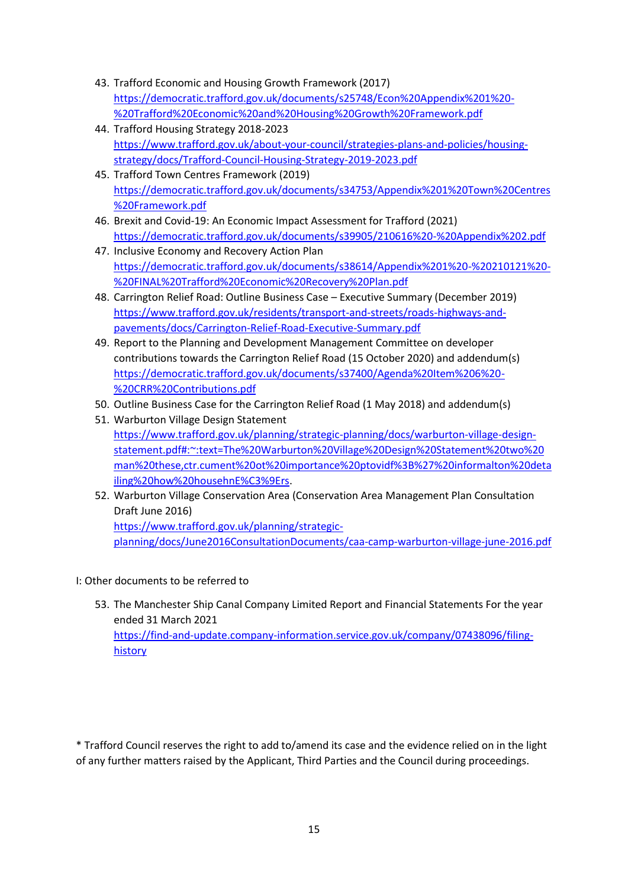43. Trafford Economic and Housing Growth Framework (2017)
https://democratic.trafford.gov.uk/documents/s25748/Econ%20Appendix%201%20-%20Trafford%20Economic%20and%20Housing%20Growth%20Framework.pdf
44. Trafford Housing Strategy 2018-2023
https://www.trafford.gov.uk/about-your-council/strategies-plans-and-policies/housing-strategy/docs/Trafford-Council-Housing-Strategy-2019-2023.pdf
45. Trafford Town Centres Framework (2019)
https://democratic.trafford.gov.uk/documents/s34753/Appendix%201%20Town%20Centres%20Framework.pdf
46. Brexit and Covid-19: An Economic Impact Assessment for Trafford (2021)
https://democratic.trafford.gov.uk/documents/s39905/210616%20-%20Appendix%202.pdf
47. Inclusive Economy and Recovery Action Plan
https://democratic.trafford.gov.uk/documents/s38614/Appendix%201%20-%20210121%20-%20FINAL%20Trafford%20Economic%20Recovery%20Plan.pdf
48. Carrington Relief Road: Outline Business Case – Executive Summary (December 2019)
https://www.trafford.gov.uk/residents/transport-and-streets/roads-highways-and-pavements/docs/Carrington-Relief-Road-Executive-Summary.pdf
49. Report to the Planning and Development Management Committee on developer contributions towards the Carrington Relief Road (15 October 2020) and addendum(s)
https://democratic.trafford.gov.uk/documents/s37400/Agenda%20Item%206%20-%20CRR%20Contributions.pdf
50. Outline Business Case for the Carrington Relief Road (1 May 2018) and addendum(s)
51. Warburton Village Design Statement
https://www.trafford.gov.uk/planning/strategic-planning/docs/warburton-village-design-statement.pdf#:~:text=The%20Warburton%20Village%20Design%20Statement%20two%20man%20these,ctr.cument%20ot%20importance%20ptovidf%3B%27%20informalton%20detailing%20how%20househnE%C3%9Ers.
52. Warburton Village Conservation Area (Conservation Area Management Plan Consultation Draft June 2016)
https://www.trafford.gov.uk/planning/strategic-planning/docs/June2016ConsultationDocuments/caa-camp-warburton-village-june-2016.pdf

I: Other documents to be referred to

53. The Manchester Ship Canal Company Limited Report and Financial Statements For the year ended 31 March 2021
https://find-and-update.company-information.service.gov.uk/company/07438096/filing-history

* Trafford Council reserves the right to add to/amend its case and the evidence relied on in the light of any further matters raised by the Applicant, Third Parties and the Council during proceedings.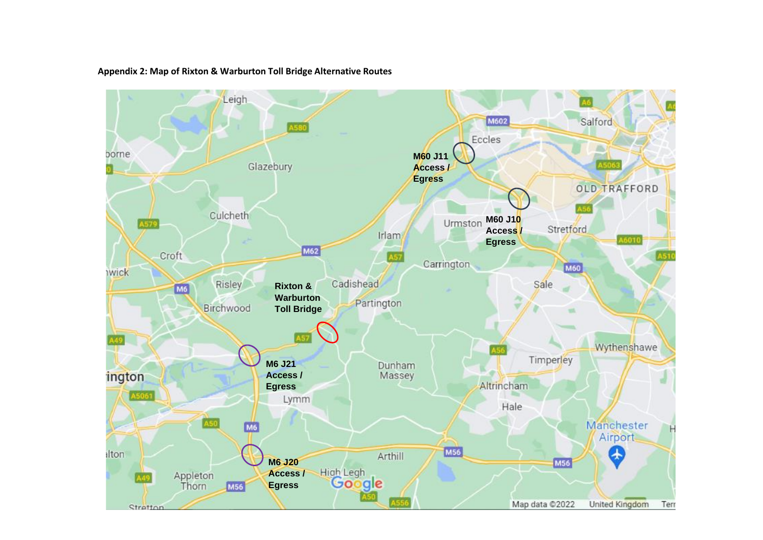**Appendix 2: Map of Rixton & Warburton Toll Bridge Alternative Routes**

Rixton & Warburton Toll Bridge

M60 J11 Access / Egress

M60 J10 Access / Egress

M6 J21 Access / Egress

M6 J20 Access / Egress

Map data ©2022 United Kingdom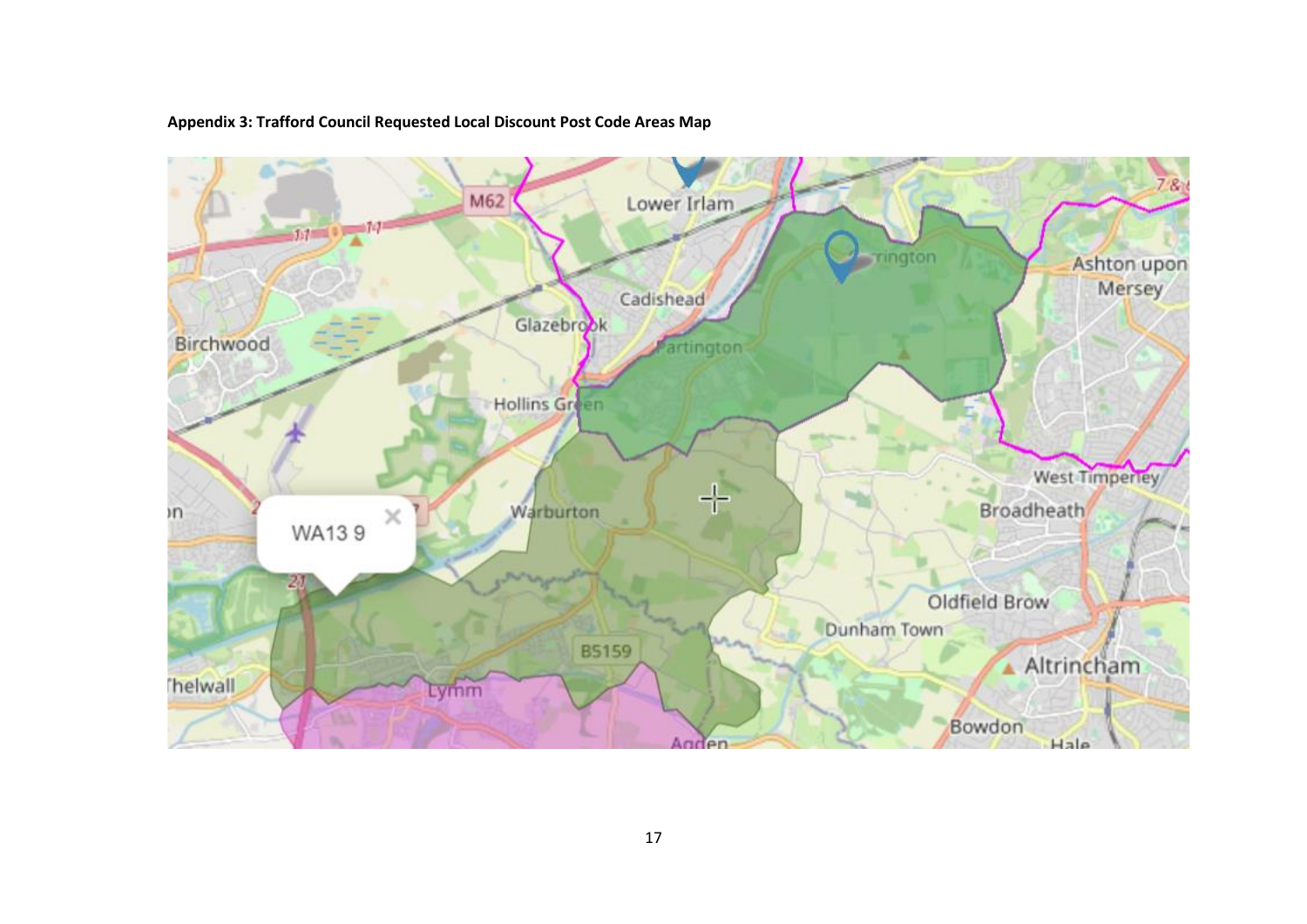**Appendix 3: Trafford Council Requested Local Discount Post Code Areas Map**

M62

Lower Irlam

Cadishead

Glazebrook

Partington

Hollins Green

Birchwood

Ashton upon Mersey

West Timperley

Broadheath

Warburton

WA13 9

Oldfield Brow

Dunham Town

B5159

Lymm

Thelwall

Altrincham

Bowdon

Agden

Hale